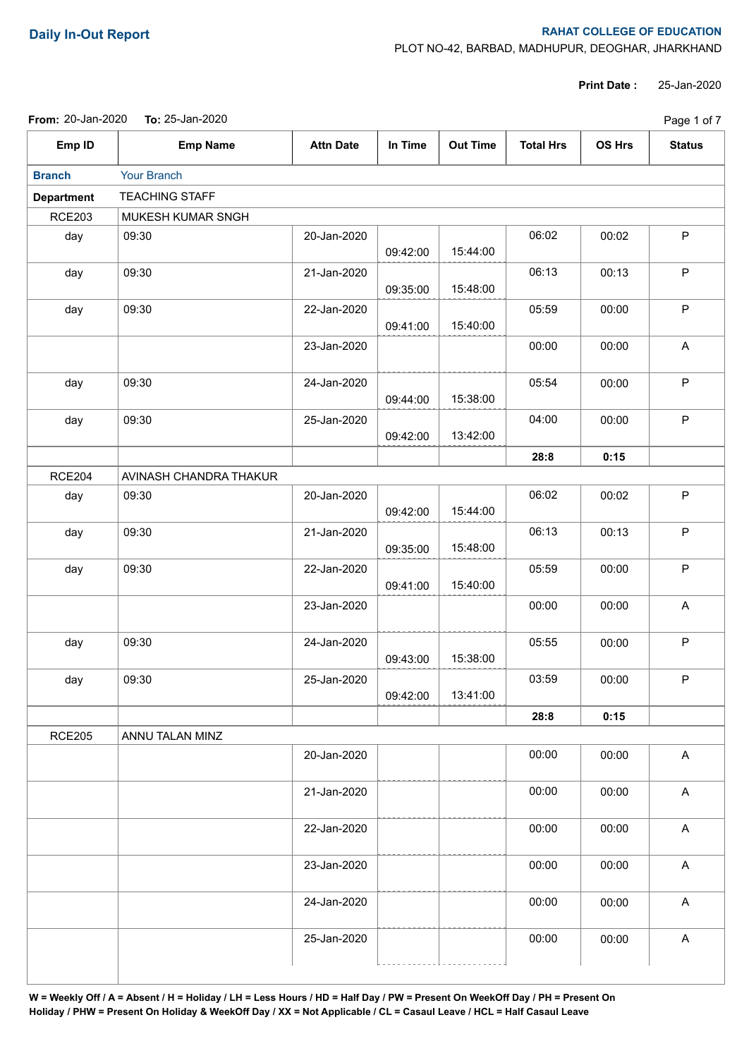# Daily In-Out Report

**RAHAT COLLEGE OF EDUCATION**
PLOT NO-42, BARBAD, MADHUPUR, DEOGHAR, JHARKHAND

**Print Date :** 25-Jan-2020

**From:** 20-Jan-2020 **To:** 25-Jan-2020

| Emp ID | Emp Name | Attn Date | In Time | Out Time | Total Hrs | OS Hrs | Status |
|---|---|---|---|---|---|---|---|
| **Branch** | Your Branch | | | | | | |
| **Department** | TEACHING STAFF | | | | | | |
| RCE203 | MUKESH KUMAR SNGH | | | | | | |
| day | 09:30 | 20-Jan-2020 | 09:42:00 | 15:44:00 | 06:02 | 00:02 | P |
| day | 09:30 | 21-Jan-2020 | 09:35:00 | 15:48:00 | 06:13 | 00:13 | P |
| day | 09:30 | 22-Jan-2020 | 09:41:00 | 15:40:00 | 05:59 | 00:00 | P |
| | | 23-Jan-2020 | | | 00:00 | 00:00 | A |
| day | 09:30 | 24-Jan-2020 | 09:44:00 | 15:38:00 | 05:54 | 00:00 | P |
| day | 09:30 | 25-Jan-2020 | 09:42:00 | 13:42:00 | 04:00 | 00:00 | P |
| | | | | | **28:8** | **0:15** | |
| RCE204 | AVINASH CHANDRA THAKUR | | | | | | |
| day | 09:30 | 20-Jan-2020 | 09:42:00 | 15:44:00 | 06:02 | 00:02 | P |
| day | 09:30 | 21-Jan-2020 | 09:35:00 | 15:48:00 | 06:13 | 00:13 | P |
| day | 09:30 | 22-Jan-2020 | 09:41:00 | 15:40:00 | 05:59 | 00:00 | P |
| | | 23-Jan-2020 | | | 00:00 | 00:00 | A |
| day | 09:30 | 24-Jan-2020 | 09:43:00 | 15:38:00 | 05:55 | 00:00 | P |
| day | 09:30 | 25-Jan-2020 | 09:42:00 | 13:41:00 | 03:59 | 00:00 | P |
| | | | | | **28:8** | **0:15** | |
| RCE205 | ANNU TALAN MINZ | | | | | | |
| | | 20-Jan-2020 | | | 00:00 | 00:00 | A |
| | | 21-Jan-2020 | | | 00:00 | 00:00 | A |
| | | 22-Jan-2020 | | | 00:00 | 00:00 | A |
| | | 23-Jan-2020 | | | 00:00 | 00:00 | A |
| | | 24-Jan-2020 | | | 00:00 | 00:00 | A |
| | | 25-Jan-2020 | | | 00:00 | 00:00 | A |

**W = Weekly Off / A = Absent / H = Holiday / LH = Less Hours / HD = Half Day / PW = Present On WeekOff Day / PH = Present On Holiday / PHW = Present On Holiday & WeekOff Day / XX = Not Applicable / CL = Casaul Leave / HCL = Half Casaul Leave**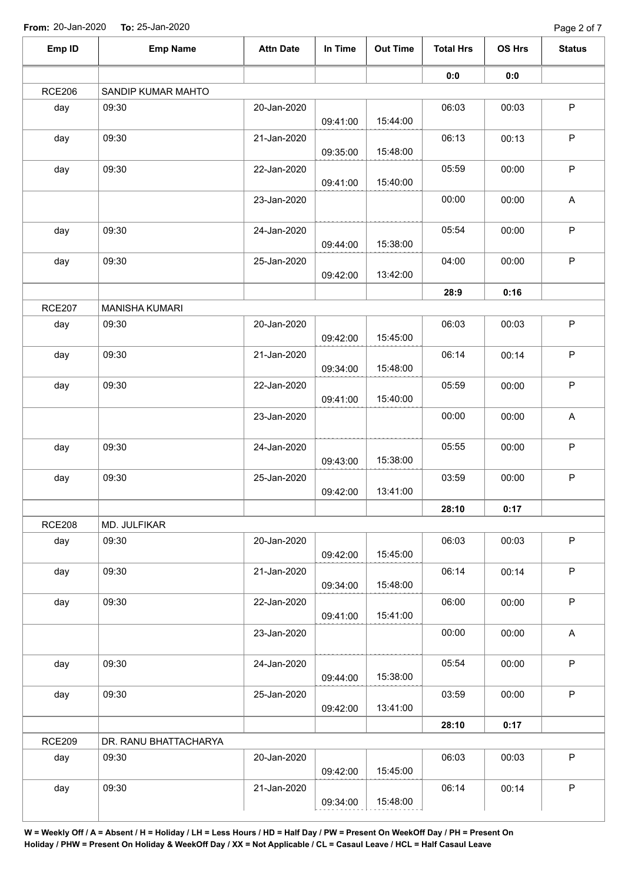**From:** 20-Jan-2020 **To:** 25-Jan-2020

| Emp ID | Emp Name | Attn Date | In Time | Out Time | Total Hrs | OS Hrs | Status |
|---|---|---|---|---|---|---|---|
| | | | | | **0:0** | **0:0** | |
| RCE206 | SANDIP KUMAR MAHTO | | | | | | |
| day | 09:30 | 20-Jan-2020 | 09:41:00 | 15:44:00 | 06:03 | 00:03 | P |
| day | 09:30 | 21-Jan-2020 | 09:35:00 | 15:48:00 | 06:13 | 00:13 | P |
| day | 09:30 | 22-Jan-2020 | 09:41:00 | 15:40:00 | 05:59 | 00:00 | P |
| | | 23-Jan-2020 | | | 00:00 | 00:00 | A |
| day | 09:30 | 24-Jan-2020 | 09:44:00 | 15:38:00 | 05:54 | 00:00 | P |
| day | 09:30 | 25-Jan-2020 | 09:42:00 | 13:42:00 | 04:00 | 00:00 | P |
| | | | | | **28:9** | **0:16** | |
| RCE207 | MANISHA KUMARI | | | | | | |
| day | 09:30 | 20-Jan-2020 | 09:42:00 | 15:45:00 | 06:03 | 00:03 | P |
| day | 09:30 | 21-Jan-2020 | 09:34:00 | 15:48:00 | 06:14 | 00:14 | P |
| day | 09:30 | 22-Jan-2020 | 09:41:00 | 15:40:00 | 05:59 | 00:00 | P |
| | | 23-Jan-2020 | | | 00:00 | 00:00 | A |
| day | 09:30 | 24-Jan-2020 | 09:43:00 | 15:38:00 | 05:55 | 00:00 | P |
| day | 09:30 | 25-Jan-2020 | 09:42:00 | 13:41:00 | 03:59 | 00:00 | P |
| | | | | | **28:10** | **0:17** | |
| RCE208 | MD. JULFIKAR | | | | | | |
| day | 09:30 | 20-Jan-2020 | 09:42:00 | 15:45:00 | 06:03 | 00:03 | P |
| day | 09:30 | 21-Jan-2020 | 09:34:00 | 15:48:00 | 06:14 | 00:14 | P |
| day | 09:30 | 22-Jan-2020 | 09:41:00 | 15:41:00 | 06:00 | 00:00 | P |
| | | 23-Jan-2020 | | | 00:00 | 00:00 | A |
| day | 09:30 | 24-Jan-2020 | 09:44:00 | 15:38:00 | 05:54 | 00:00 | P |
| day | 09:30 | 25-Jan-2020 | 09:42:00 | 13:41:00 | 03:59 | 00:00 | P |
| | | | | | **28:10** | **0:17** | |
| RCE209 | DR. RANU BHATTACHARYA | | | | | | |
| day | 09:30 | 20-Jan-2020 | 09:42:00 | 15:45:00 | 06:03 | 00:03 | P |
| day | 09:30 | 21-Jan-2020 | 09:34:00 | 15:48:00 | 06:14 | 00:14 | P |

**W = Weekly Off / A = Absent / H = Holiday / LH = Less Hours / HD = Half Day / PW = Present On WeekOff Day / PH = Present On Holiday / PHW = Present On Holiday & WeekOff Day / XX = Not Applicable / CL = Casaul Leave / HCL = Half Casaul Leave**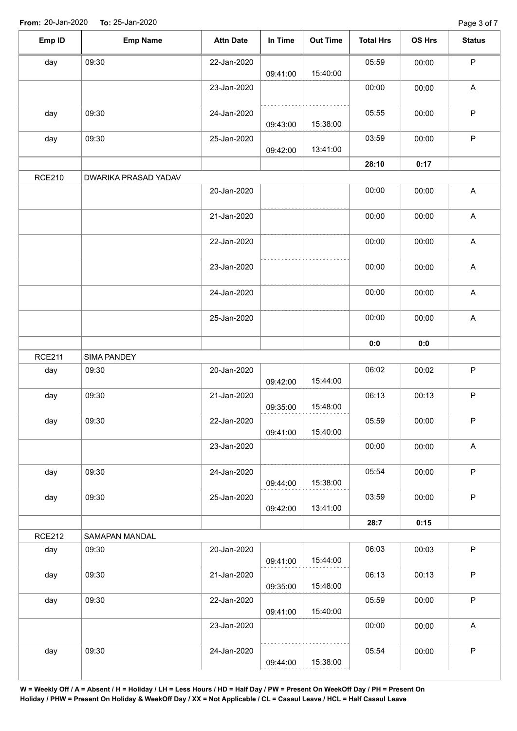**From:** 20-Jan-2020 **To:** 25-Jan-2020

| Emp ID | Emp Name | Attn Date | In Time | Out Time | Total Hrs | OS Hrs | Status |
|---|---|---|---|---|---|---|---|
| day | 09:30 | 22-Jan-2020 | 09:41:00 | 15:40:00 | 05:59 | 00:00 | P |
| | | 23-Jan-2020 | | | 00:00 | 00:00 | A |
| day | 09:30 | 24-Jan-2020 | 09:43:00 | 15:38:00 | 05:55 | 00:00 | P |
| day | 09:30 | 25-Jan-2020 | 09:42:00 | 13:41:00 | 03:59 | 00:00 | P |
| | | | | | **28:10** | **0:17** | |
| RCE210 | DWARIKA PRASAD YADAV | | | | | | |
| | | 20-Jan-2020 | | | 00:00 | 00:00 | A |
| | | 21-Jan-2020 | | | 00:00 | 00:00 | A |
| | | 22-Jan-2020 | | | 00:00 | 00:00 | A |
| | | 23-Jan-2020 | | | 00:00 | 00:00 | A |
| | | 24-Jan-2020 | | | 00:00 | 00:00 | A |
| | | 25-Jan-2020 | | | 00:00 | 00:00 | A |
| | | | | | **0:0** | **0:0** | |
| RCE211 | SIMA PANDEY | | | | | | |
| day | 09:30 | 20-Jan-2020 | 09:42:00 | 15:44:00 | 06:02 | 00:02 | P |
| day | 09:30 | 21-Jan-2020 | 09:35:00 | 15:48:00 | 06:13 | 00:13 | P |
| day | 09:30 | 22-Jan-2020 | 09:41:00 | 15:40:00 | 05:59 | 00:00 | P |
| | | 23-Jan-2020 | | | 00:00 | 00:00 | A |
| day | 09:30 | 24-Jan-2020 | 09:44:00 | 15:38:00 | 05:54 | 00:00 | P |
| day | 09:30 | 25-Jan-2020 | 09:42:00 | 13:41:00 | 03:59 | 00:00 | P |
| | | | | | **28:7** | **0:15** | |
| RCE212 | SAMAPAN MANDAL | | | | | | |
| day | 09:30 | 20-Jan-2020 | 09:41:00 | 15:44:00 | 06:03 | 00:03 | P |
| day | 09:30 | 21-Jan-2020 | 09:35:00 | 15:48:00 | 06:13 | 00:13 | P |
| day | 09:30 | 22-Jan-2020 | 09:41:00 | 15:40:00 | 05:59 | 00:00 | P |
| | | 23-Jan-2020 | | | 00:00 | 00:00 | A |
| day | 09:30 | 24-Jan-2020 | 09:44:00 | 15:38:00 | 05:54 | 00:00 | P |

**W = Weekly Off / A = Absent / H = Holiday / LH = Less Hours / HD = Half Day / PW = Present On WeekOff Day / PH = Present On Holiday / PHW = Present On Holiday & WeekOff Day / XX = Not Applicable / CL = Casaul Leave / HCL = Half Casaul Leave**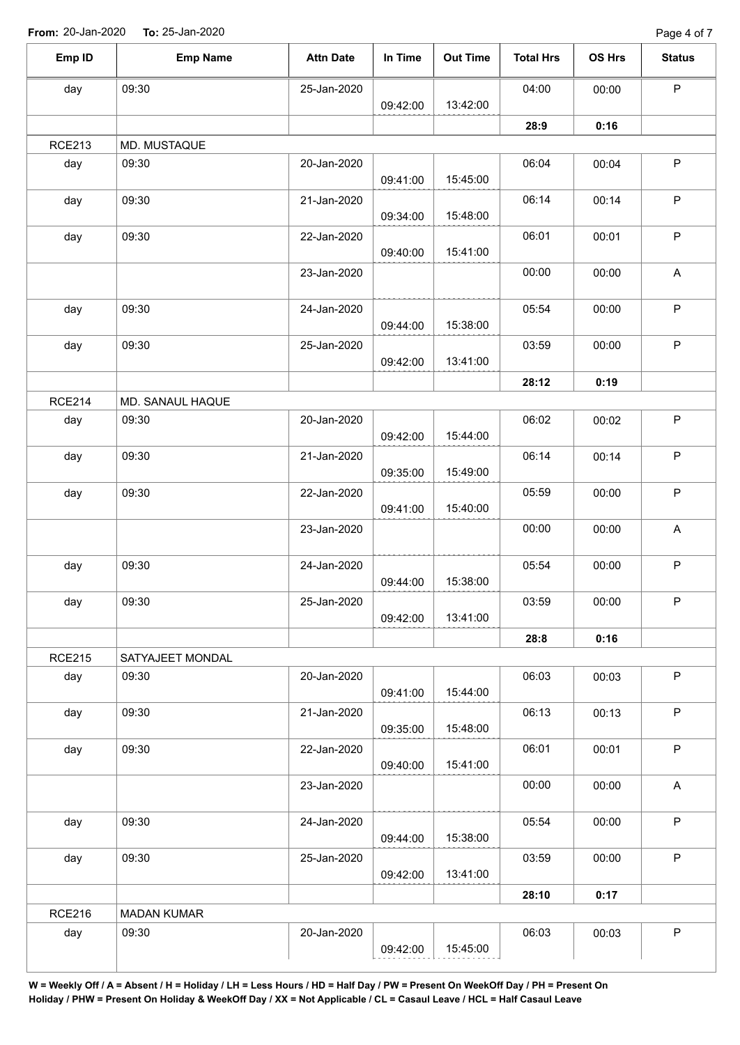**From:** 20-Jan-2020 **To:** 25-Jan-2020

| Emp ID | Emp Name | Attn Date | In Time | Out Time | Total Hrs | OS Hrs | Status |
|---|---|---|---|---|---|---|---|
| day | 09:30 | 25-Jan-2020 | 09:42:00 | 13:42:00 | 04:00 | 00:00 | P |
| | | | | | **28:9** | **0:16** | |
| RCE213 | MD. MUSTAQUE | | | | | | |
| day | 09:30 | 20-Jan-2020 | 09:41:00 | 15:45:00 | 06:04 | 00:04 | P |
| day | 09:30 | 21-Jan-2020 | 09:34:00 | 15:48:00 | 06:14 | 00:14 | P |
| day | 09:30 | 22-Jan-2020 | 09:40:00 | 15:41:00 | 06:01 | 00:01 | P |
| | | 23-Jan-2020 | | | 00:00 | 00:00 | A |
| day | 09:30 | 24-Jan-2020 | 09:44:00 | 15:38:00 | 05:54 | 00:00 | P |
| day | 09:30 | 25-Jan-2020 | 09:42:00 | 13:41:00 | 03:59 | 00:00 | P |
| | | | | | **28:12** | **0:19** | |
| RCE214 | MD. SANAUL HAQUE | | | | | | |
| day | 09:30 | 20-Jan-2020 | 09:42:00 | 15:44:00 | 06:02 | 00:02 | P |
| day | 09:30 | 21-Jan-2020 | 09:35:00 | 15:49:00 | 06:14 | 00:14 | P |
| day | 09:30 | 22-Jan-2020 | 09:41:00 | 15:40:00 | 05:59 | 00:00 | P |
| | | 23-Jan-2020 | | | 00:00 | 00:00 | A |
| day | 09:30 | 24-Jan-2020 | 09:44:00 | 15:38:00 | 05:54 | 00:00 | P |
| day | 09:30 | 25-Jan-2020 | 09:42:00 | 13:41:00 | 03:59 | 00:00 | P |
| | | | | | **28:8** | **0:16** | |
| RCE215 | SATYAJEET MONDAL | | | | | | |
| day | 09:30 | 20-Jan-2020 | 09:41:00 | 15:44:00 | 06:03 | 00:03 | P |
| day | 09:30 | 21-Jan-2020 | 09:35:00 | 15:48:00 | 06:13 | 00:13 | P |
| day | 09:30 | 22-Jan-2020 | 09:40:00 | 15:41:00 | 06:01 | 00:01 | P |
| | | 23-Jan-2020 | | | 00:00 | 00:00 | A |
| day | 09:30 | 24-Jan-2020 | 09:44:00 | 15:38:00 | 05:54 | 00:00 | P |
| day | 09:30 | 25-Jan-2020 | 09:42:00 | 13:41:00 | 03:59 | 00:00 | P |
| | | | | | **28:10** | **0:17** | |
| RCE216 | MADAN KUMAR | | | | | | |
| day | 09:30 | 20-Jan-2020 | 09:42:00 | 15:45:00 | 06:03 | 00:03 | P |

**W = Weekly Off / A = Absent / H = Holiday / LH = Less Hours / HD = Half Day / PW = Present On WeekOff Day / PH = Present On Holiday / PHW = Present On Holiday & WeekOff Day / XX = Not Applicable / CL = Casaul Leave / HCL = Half Casaul Leave**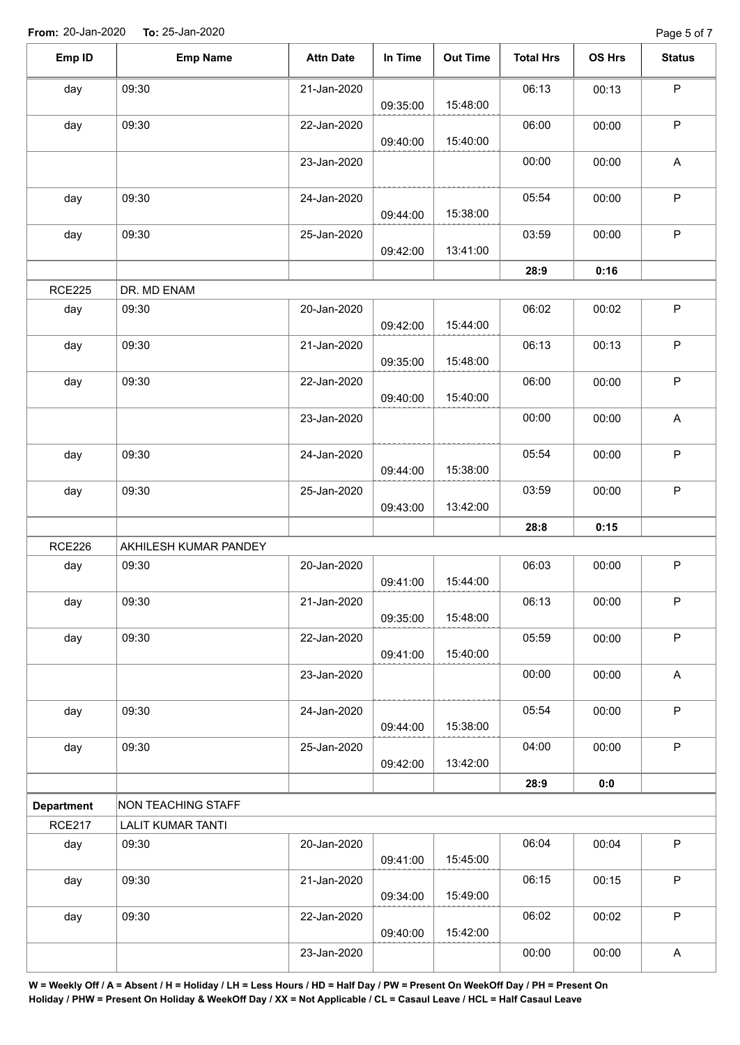**From:** 20-Jan-2020 **To:** 25-Jan-2020

| Emp ID | Emp Name | Attn Date | In Time | Out Time | Total Hrs | OS Hrs | Status |
|---|---|---|---|---|---|---|---|
| day | 09:30 | 21-Jan-2020 | 09:35:00 | 15:48:00 | 06:13 | 00:13 | P |
| day | 09:30 | 22-Jan-2020 | 09:40:00 | 15:40:00 | 06:00 | 00:00 | P |
| | | 23-Jan-2020 | | | 00:00 | 00:00 | A |
| day | 09:30 | 24-Jan-2020 | 09:44:00 | 15:38:00 | 05:54 | 00:00 | P |
| day | 09:30 | 25-Jan-2020 | 09:42:00 | 13:41:00 | 03:59 | 00:00 | P |
| | | | | | **28:9** | **0:16** | |
| RCE225 | DR. MD ENAM | | | | | | |
| day | 09:30 | 20-Jan-2020 | 09:42:00 | 15:44:00 | 06:02 | 00:02 | P |
| day | 09:30 | 21-Jan-2020 | 09:35:00 | 15:48:00 | 06:13 | 00:13 | P |
| day | 09:30 | 22-Jan-2020 | 09:40:00 | 15:40:00 | 06:00 | 00:00 | P |
| | | 23-Jan-2020 | | | 00:00 | 00:00 | A |
| day | 09:30 | 24-Jan-2020 | 09:44:00 | 15:38:00 | 05:54 | 00:00 | P |
| day | 09:30 | 25-Jan-2020 | 09:43:00 | 13:42:00 | 03:59 | 00:00 | P |
| | | | | | **28:8** | **0:15** | |
| RCE226 | AKHILESH KUMAR PANDEY | | | | | | |
| day | 09:30 | 20-Jan-2020 | 09:41:00 | 15:44:00 | 06:03 | 00:00 | P |
| day | 09:30 | 21-Jan-2020 | 09:35:00 | 15:48:00 | 06:13 | 00:00 | P |
| day | 09:30 | 22-Jan-2020 | 09:41:00 | 15:40:00 | 05:59 | 00:00 | P |
| | | 23-Jan-2020 | | | 00:00 | 00:00 | A |
| day | 09:30 | 24-Jan-2020 | 09:44:00 | 15:38:00 | 05:54 | 00:00 | P |
| day | 09:30 | 25-Jan-2020 | 09:42:00 | 13:42:00 | 04:00 | 00:00 | P |
| | | | | | **28:9** | **0:0** | |
| **Department** | NON TEACHING STAFF | | | | | | |
| RCE217 | LALIT KUMAR TANTI | | | | | | |
| day | 09:30 | 20-Jan-2020 | 09:41:00 | 15:45:00 | 06:04 | 00:04 | P |
| day | 09:30 | 21-Jan-2020 | 09:34:00 | 15:49:00 | 06:15 | 00:15 | P |
| day | 09:30 | 22-Jan-2020 | 09:40:00 | 15:42:00 | 06:02 | 00:02 | P |
| | | 23-Jan-2020 | | | 00:00 | 00:00 | A |

**W = Weekly Off / A = Absent / H = Holiday / LH = Less Hours / HD = Half Day / PW = Present On WeekOff Day / PH = Present On Holiday / PHW = Present On Holiday & WeekOff Day / XX = Not Applicable / CL = Casaul Leave / HCL = Half Casaul Leave**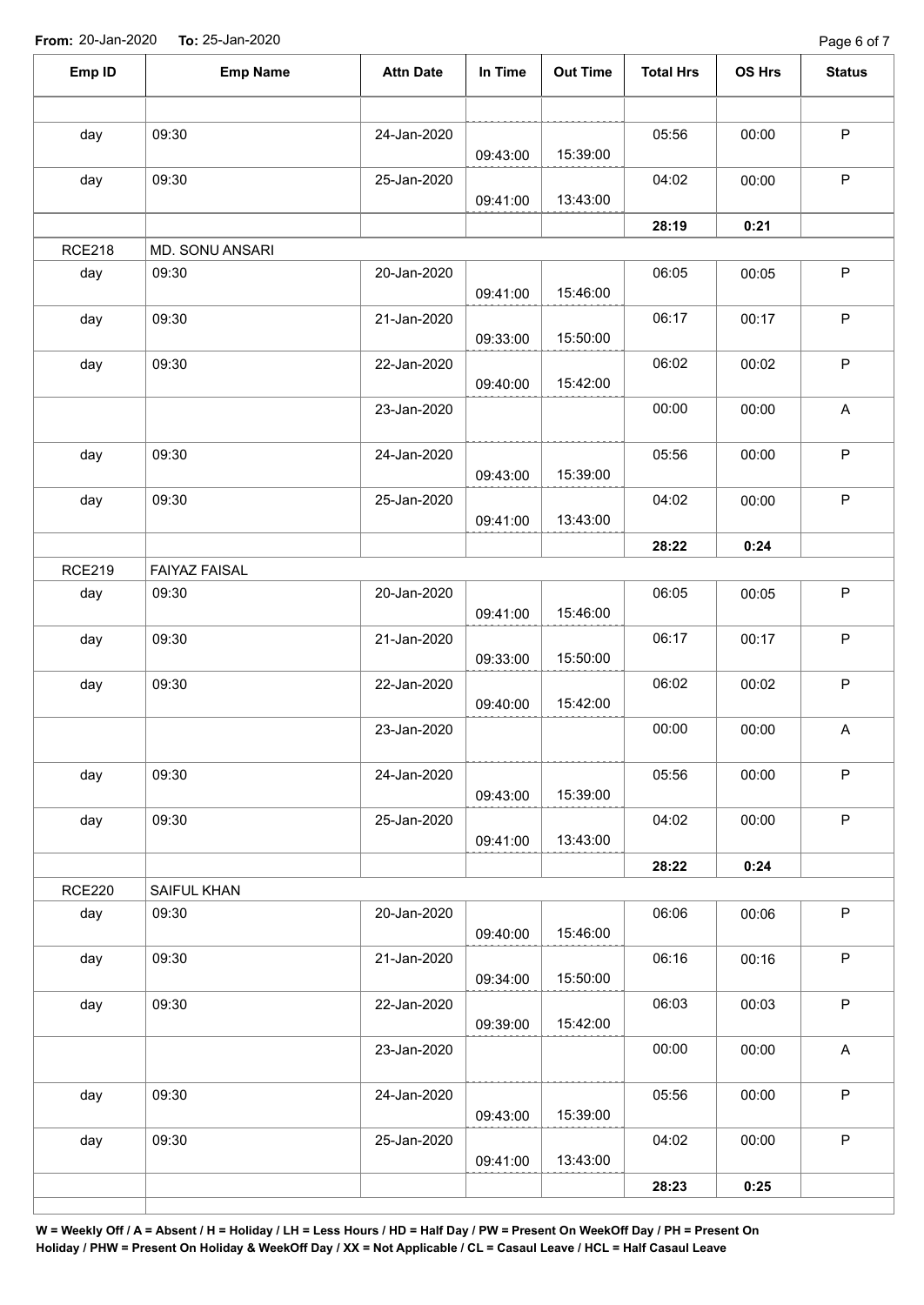**From:** 20-Jan-2020 **To:** 25-Jan-2020

| Emp ID | Emp Name | Attn Date | In Time | Out Time | Total Hrs | OS Hrs | Status |
|---|---|---|---|---|---|---|---|
| | | | | | | | |
| day | 09:30 | 24-Jan-2020 | 09:43:00 | 15:39:00 | 05:56 | 00:00 | P |
| day | 09:30 | 25-Jan-2020 | 09:41:00 | 13:43:00 | 04:02 | 00:00 | P |
| | | | | | **28:19** | **0:21** | |
| RCE218 | MD. SONU ANSARI | | | | | | |
| day | 09:30 | 20-Jan-2020 | 09:41:00 | 15:46:00 | 06:05 | 00:05 | P |
| day | 09:30 | 21-Jan-2020 | 09:33:00 | 15:50:00 | 06:17 | 00:17 | P |
| day | 09:30 | 22-Jan-2020 | 09:40:00 | 15:42:00 | 06:02 | 00:02 | P |
| | | 23-Jan-2020 | | | 00:00 | 00:00 | A |
| day | 09:30 | 24-Jan-2020 | 09:43:00 | 15:39:00 | 05:56 | 00:00 | P |
| day | 09:30 | 25-Jan-2020 | 09:41:00 | 13:43:00 | 04:02 | 00:00 | P |
| | | | | | **28:22** | **0:24** | |
| RCE219 | FAIYAZ FAISAL | | | | | | |
| day | 09:30 | 20-Jan-2020 | 09:41:00 | 15:46:00 | 06:05 | 00:05 | P |
| day | 09:30 | 21-Jan-2020 | 09:33:00 | 15:50:00 | 06:17 | 00:17 | P |
| day | 09:30 | 22-Jan-2020 | 09:40:00 | 15:42:00 | 06:02 | 00:02 | P |
| | | 23-Jan-2020 | | | 00:00 | 00:00 | A |
| day | 09:30 | 24-Jan-2020 | 09:43:00 | 15:39:00 | 05:56 | 00:00 | P |
| day | 09:30 | 25-Jan-2020 | 09:41:00 | 13:43:00 | 04:02 | 00:00 | P |
| | | | | | **28:22** | **0:24** | |
| RCE220 | SAIFUL KHAN | | | | | | |
| day | 09:30 | 20-Jan-2020 | 09:40:00 | 15:46:00 | 06:06 | 00:06 | P |
| day | 09:30 | 21-Jan-2020 | 09:34:00 | 15:50:00 | 06:16 | 00:16 | P |
| day | 09:30 | 22-Jan-2020 | 09:39:00 | 15:42:00 | 06:03 | 00:03 | P |
| | | 23-Jan-2020 | | | 00:00 | 00:00 | A |
| day | 09:30 | 24-Jan-2020 | 09:43:00 | 15:39:00 | 05:56 | 00:00 | P |
| day | 09:30 | 25-Jan-2020 | 09:41:00 | 13:43:00 | 04:02 | 00:00 | P |
| | | | | | **28:23** | **0:25** | |
| | | | | | | | |

**W = Weekly Off / A = Absent / H = Holiday / LH = Less Hours / HD = Half Day / PW = Present On WeekOff Day / PH = Present On Holiday / PHW = Present On Holiday & WeekOff Day / XX = Not Applicable / CL = Casaul Leave / HCL = Half Casaul Leave**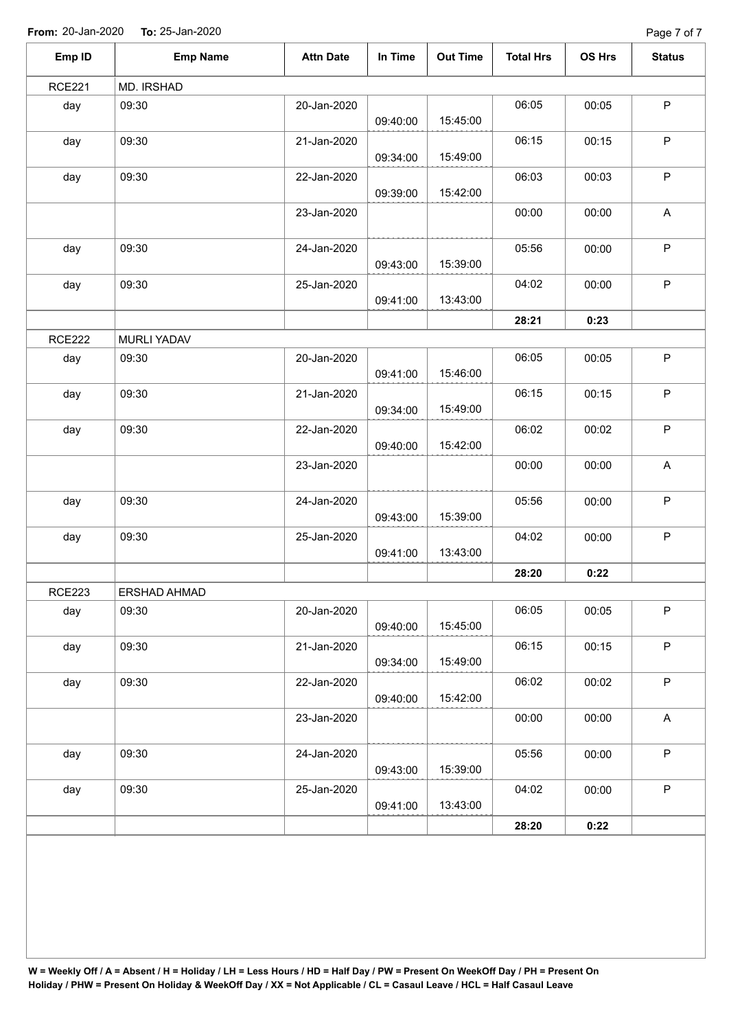**From:** 20-Jan-2020 **To:** 25-Jan-2020

| Emp ID | Emp Name | Attn Date | In Time | Out Time | Total Hrs | OS Hrs | Status |
|---|---|---|---|---|---|---|---|
| RCE221 | MD. IRSHAD | | | | | | |
| day | 09:30 | 20-Jan-2020 | 09:40:00 | 15:45:00 | 06:05 | 00:05 | P |
| day | 09:30 | 21-Jan-2020 | 09:34:00 | 15:49:00 | 06:15 | 00:15 | P |
| day | 09:30 | 22-Jan-2020 | 09:39:00 | 15:42:00 | 06:03 | 00:03 | P |
| | | 23-Jan-2020 | | | 00:00 | 00:00 | A |
| day | 09:30 | 24-Jan-2020 | 09:43:00 | 15:39:00 | 05:56 | 00:00 | P |
| day | 09:30 | 25-Jan-2020 | 09:41:00 | 13:43:00 | 04:02 | 00:00 | P |
| | | | | | **28:21** | **0:23** | |
| RCE222 | MURLI YADAV | | | | | | |
| day | 09:30 | 20-Jan-2020 | 09:41:00 | 15:46:00 | 06:05 | 00:05 | P |
| day | 09:30 | 21-Jan-2020 | 09:34:00 | 15:49:00 | 06:15 | 00:15 | P |
| day | 09:30 | 22-Jan-2020 | 09:40:00 | 15:42:00 | 06:02 | 00:02 | P |
| | | 23-Jan-2020 | | | 00:00 | 00:00 | A |
| day | 09:30 | 24-Jan-2020 | 09:43:00 | 15:39:00 | 05:56 | 00:00 | P |
| day | 09:30 | 25-Jan-2020 | 09:41:00 | 13:43:00 | 04:02 | 00:00 | P |
| | | | | | **28:20** | **0:22** | |
| RCE223 | ERSHAD AHMAD | | | | | | |
| day | 09:30 | 20-Jan-2020 | 09:40:00 | 15:45:00 | 06:05 | 00:05 | P |
| day | 09:30 | 21-Jan-2020 | 09:34:00 | 15:49:00 | 06:15 | 00:15 | P |
| day | 09:30 | 22-Jan-2020 | 09:40:00 | 15:42:00 | 06:02 | 00:02 | P |
| | | 23-Jan-2020 | | | 00:00 | 00:00 | A |
| day | 09:30 | 24-Jan-2020 | 09:43:00 | 15:39:00 | 05:56 | 00:00 | P |
| day | 09:30 | 25-Jan-2020 | 09:41:00 | 13:43:00 | 04:02 | 00:00 | P |
| | | | | | **28:20** | **0:22** | |

**W = Weekly Off / A = Absent / H = Holiday / LH = Less Hours / HD = Half Day / PW = Present On WeekOff Day / PH = Present On Holiday / PHW = Present On Holiday & WeekOff Day / XX = Not Applicable / CL = Casaul Leave / HCL = Half Casaul Leave**